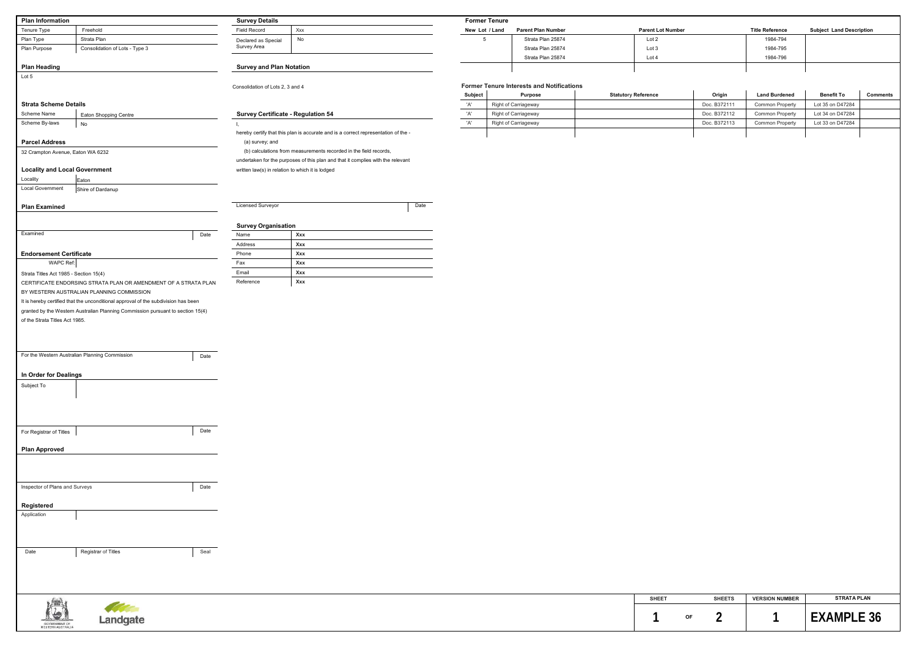## Plan Information

| | |
|---|---|
| Tenure Type | Freehold |
| Plan Type | Strata Plan |
| Plan Purpose | Consolidation of Lots - Type 3 |

## Plan Heading

Lot 5

## Strata Scheme Details

| | |
|---|---|
| Scheme Name | Eaton Shopping Centre |
| Scheme By-laws | No |

## Parcel Address

32 Crampton Avenue, Eaton WA 6232

## Locality and Local Government

| | |
|---|---|
| Locality | Eaton |
| Local Government | Shire of Dardanup |

## Plan Examined

Examined | Date

## Endorsement Certificate

WAPC Ref:

Strata Titles Act 1985 - Section 15(4)

CERTIFICATE ENDORSING STRATA PLAN OR AMENDMENT OF A STRATA PLAN BY WESTERN AUSTRALIAN PLANNING COMMISSION

It is hereby certified that the unconditional approval of the subdivision has been granted by the Western Australian Planning Commission pursuant to section 15(4) of the Strata Titles Act 1985.

For the Western Australian Planning Commission | Date

## In Order for Dealings

Subject To

For Registrar of Titles | Date

## Plan Approved

Inspector of Plans and Surveys | Date

## Registered

Application

Date | Registrar of Titles | Seal

## Survey Details

| | |
|---|---|
| Field Record | Xxx |
| Declared as Special Survey Area | No |

## Survey and Plan Notation

Consolidation of Lots 2, 3 and 4

## Survey Certificate - Regulation 54

I,

hereby certify that this plan is accurate and is a correct representation of the -

(a) survey; and

(b) calculations from measurements recorded in the field records,

undertaken for the purposes of this plan and that it complies with the relevant written law(s) in relation to which it is lodged

Licensed Surveyor | Date

## Survey Organisation

| | |
|---|---|
| Name | **Xxx** |
| Address | **Xxx** |
| Phone | **Xxx** |
| Fax | **Xxx** |
| Email | **Xxx** |
| Reference | **Xxx** |

## Former Tenure

| New Lot / Land | Parent Plan Number | Parent Lot Number | Title Reference | Subject Land Description |
|---|---|---|---|---|
| 5 | Strata Plan 25874 | Lot 2 | 1984-794 | |
| | Strata Plan 25874 | Lot 3 | 1984-795 | |
| | Strata Plan 25874 | Lot 4 | 1984-796 | |

## Former Tenure Interests and Notifications

| Subject | Purpose | Statutory Reference | Origin | Land Burdened | Benefit To | Comments |
|---|---|---|---|---|---|---|
| 'A' | Right of Carriageway | | Doc. B372111 | Common Property | Lot 35 on D47284 | |
| 'A' | Right of Carriageway | | Doc. B372112 | Common Property | Lot 34 on D47284 | |
| 'A' | Right of Carriageway | | Doc. B372113 | Common Property | Lot 33 on D47284 | |

GOVERNMENT OF WESTERN AUSTRALIA | Landgate

| SHEET | SHEETS | VERSION NUMBER | STRATA PLAN |
|---|---|---|---|
| 1 OF | 2 | 1 | **EXAMPLE 36** |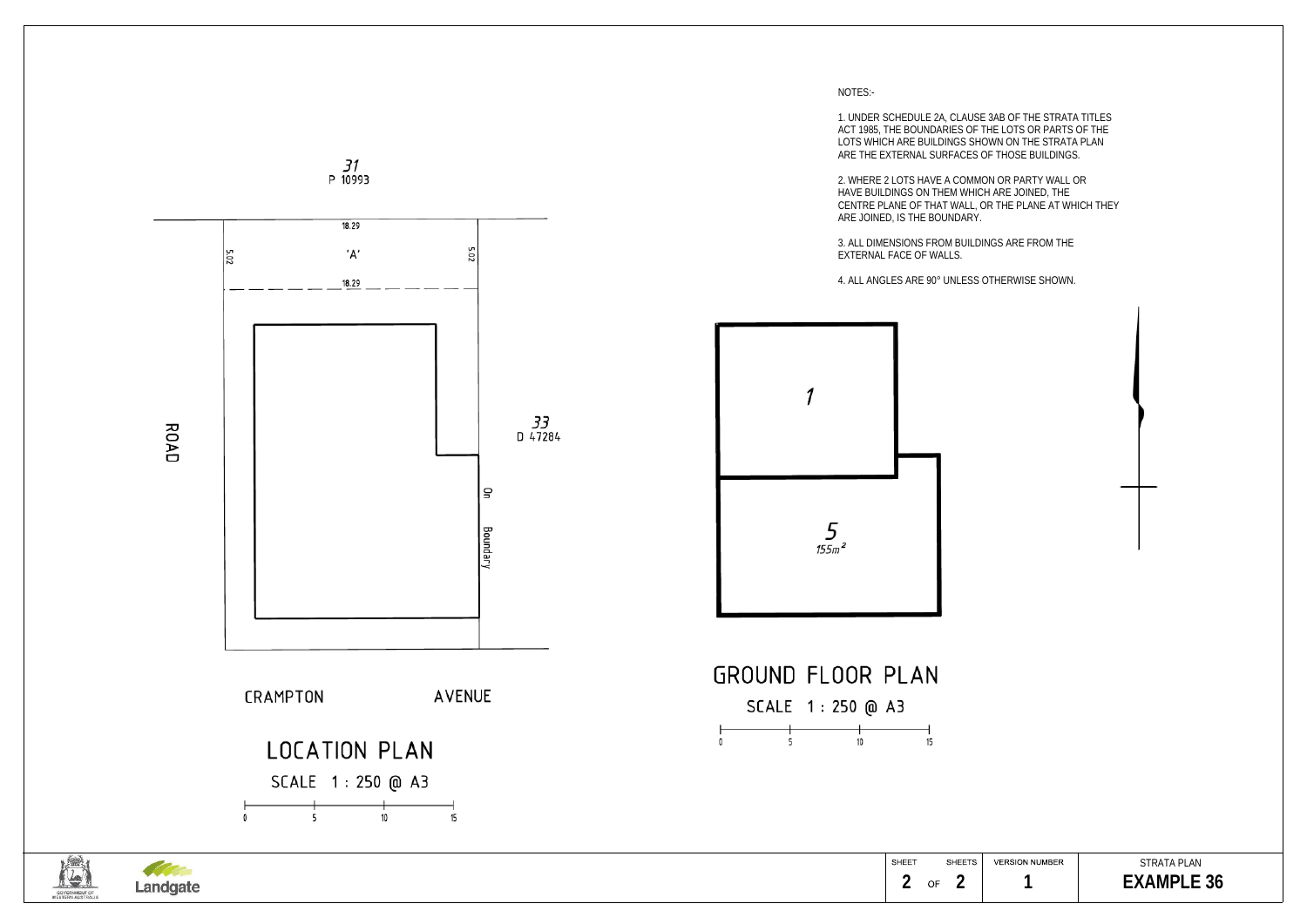NOTES:-

1. UNDER SCHEDULE 2A, CLAUSE 3AB OF THE STRATA TITLES ACT 1985, THE BOUNDARIES OF THE LOTS OR PARTS OF THE LOTS WHICH ARE BUILDINGS SHOWN ON THE STRATA PLAN ARE THE EXTERNAL SURFACES OF THOSE BUILDINGS.

2. WHERE 2 LOTS HAVE A COMMON OR PARTY WALL OR HAVE BUILDINGS ON THEM WHICH ARE JOINED, THE CENTRE PLANE OF THAT WALL, OR THE PLANE AT WHICH THEY ARE JOINED, IS THE BOUNDARY.

3. ALL DIMENSIONS FROM BUILDINGS ARE FROM THE EXTERNAL FACE OF WALLS.

4. ALL ANGLES ARE 90° UNLESS OTHERWISE SHOWN.

31
P 10993

18.29

5.02

'A'

5.02

18.29

ROAD

33
D 47284

On Boundary

CRAMPTON AVENUE

## LOCATION PLAN

SCALE 1 : 250 @ A3

0 5 10 15

1

5
155m²

## GROUND FLOOR PLAN

SCALE 1 : 250 @ A3

0 5 10 15

| SHEET | SHEETS | VERSION NUMBER | STRATA PLAN |
| --- | --- | --- | --- |
| 2 OF | 2 | 1 | EXAMPLE 36 |